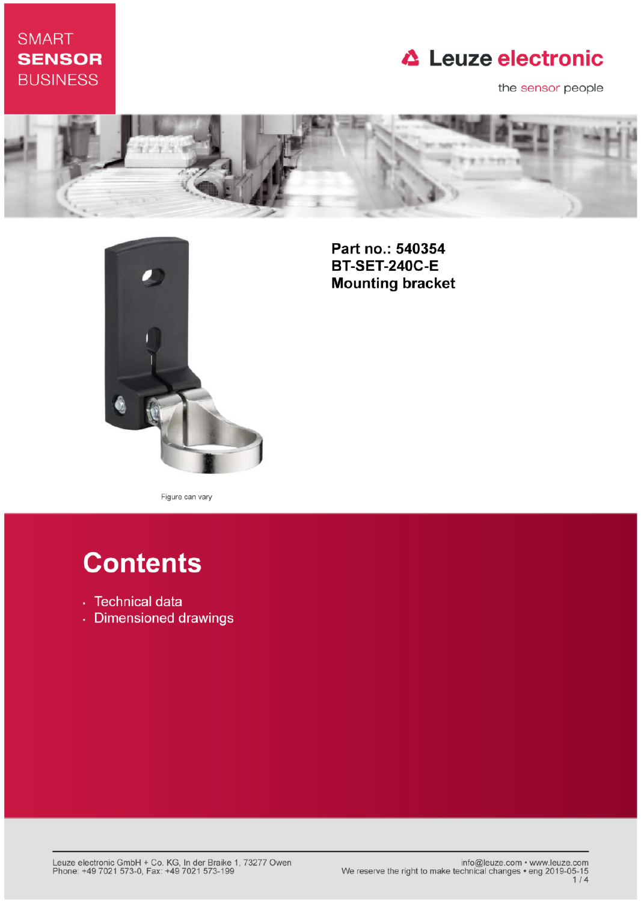SMART
**SENSOR**
BUSINESS

Leuze electronic

the sensor people

**Part no.: 540354**
**BT-SET-240C-E**
**Mounting bracket**

Figure can vary

# Contents

- Technical data
- Dimensioned drawings

Leuze electronic GmbH + Co. KG, In der Braike 1, 73277 Owen
Phone: +49 7021 573-0, Fax: +49 7021 573-199

info@leuze.com • www.leuze.com
We reserve the right to make technical changes • eng 2019-05-15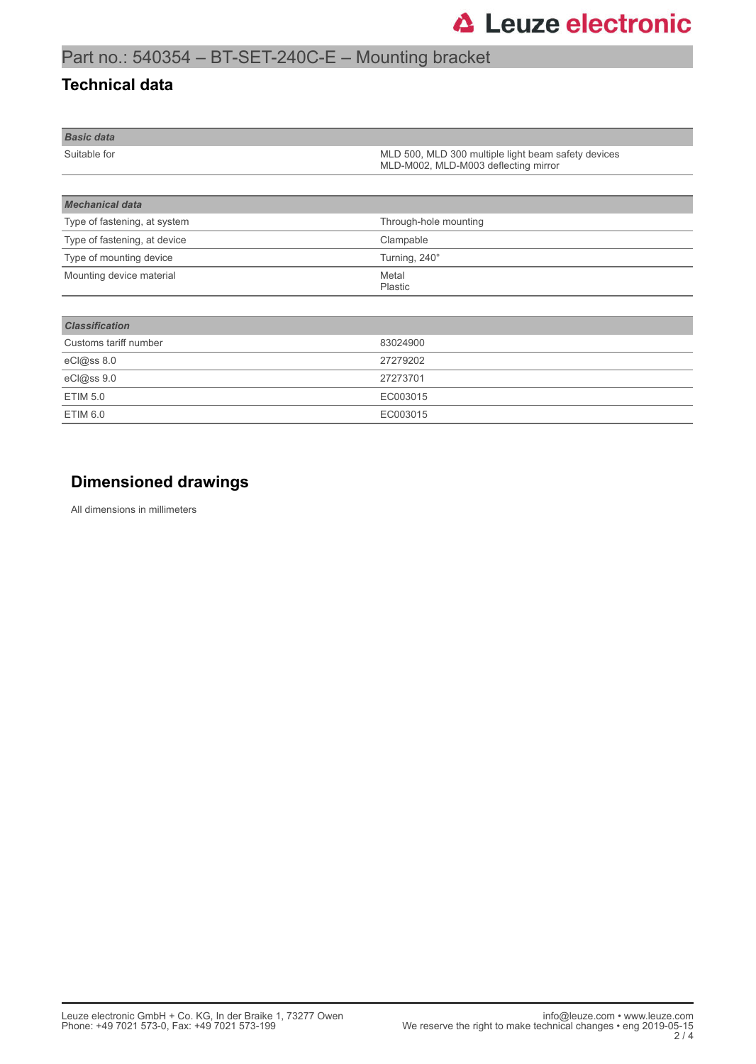# Part no.: 540354 – BT-SET-240C-E – Mounting bracket

## Technical data

| ***Basic data*** | |
|---|---|
| Suitable for | MLD 500, MLD 300 multiple light beam safety devices<br>MLD-M002, MLD-M003 deflecting mirror |

| ***Mechanical data*** | |
|---|---|
| Type of fastening, at system | Through-hole mounting |
| Type of fastening, at device | Clampable |
| Type of mounting device | Turning, 240° |
| Mounting device material | Metal<br>Plastic |

| ***Classification*** | |
|---|---|
| Customs tariff number | 83024900 |
| eCl@ss 8.0 | 27279202 |
| eCl@ss 9.0 | 27273701 |
| ETIM 5.0 | EC003015 |
| ETIM 6.0 | EC003015 |

## Dimensioned drawings

All dimensions in millimeters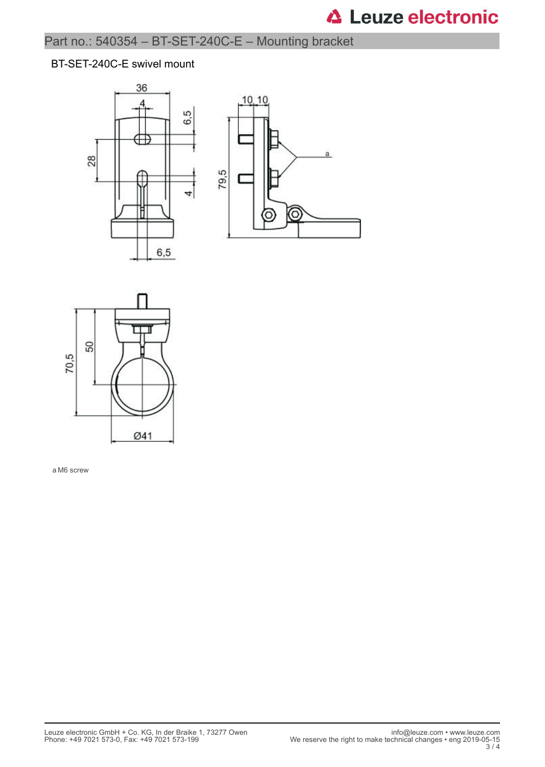## Part no.: 540354 – BT-SET-240C-E – Mounting bracket

### BT-SET-240C-E swivel mount

a M6 screw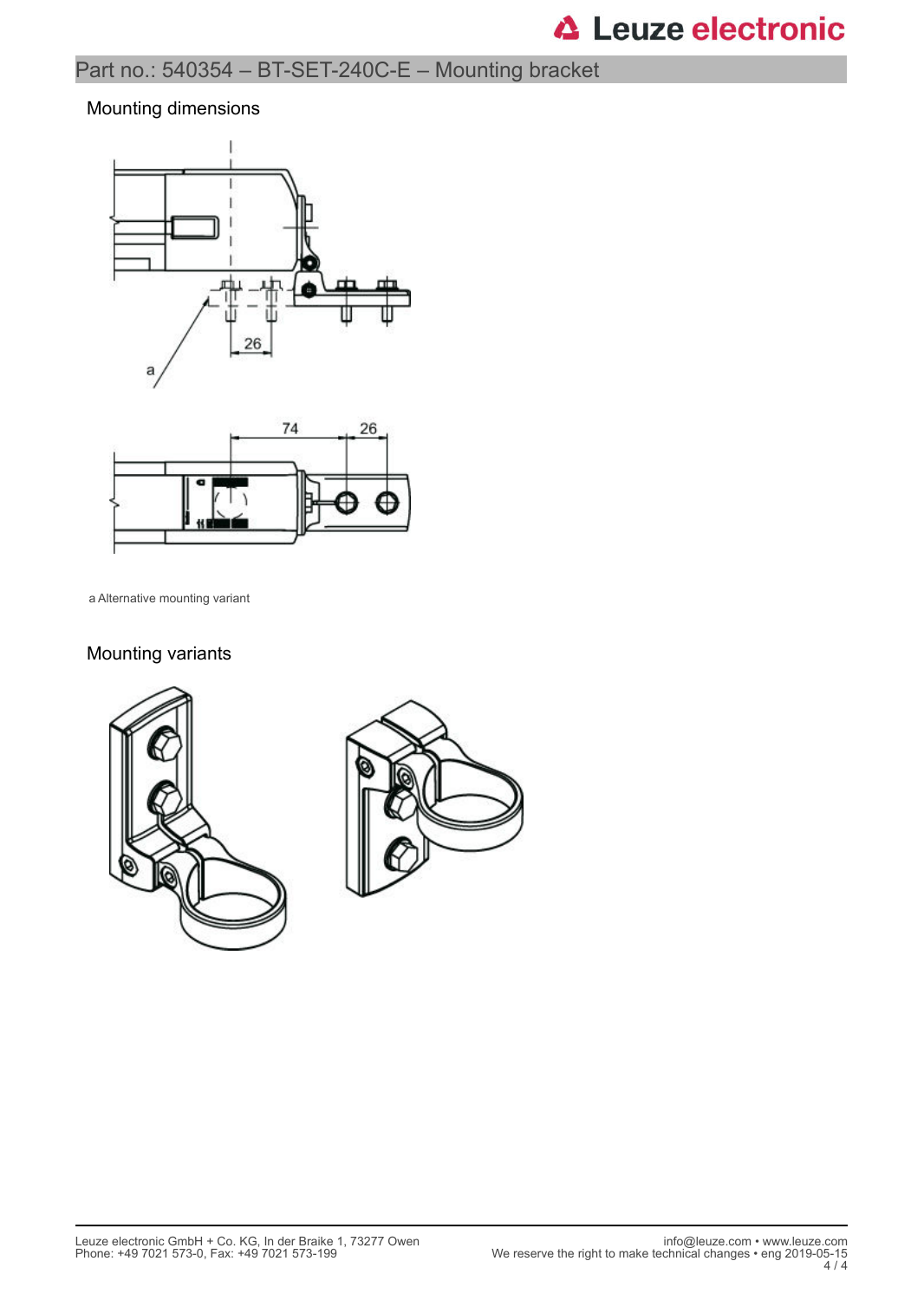Part no.: 540354 – BT-SET-240C-E – Mounting bracket

## Mounting dimensions

26

a

74

26

a Alternative mounting variant

## Mounting variants

Leuze electronic GmbH + Co. KG, In der Braike 1, 73277 Owen
Phone: +49 7021 573-0, Fax: +49 7021 573-199

info@leuze.com • www.leuze.com
We reserve the right to make technical changes • eng 2019-05-15